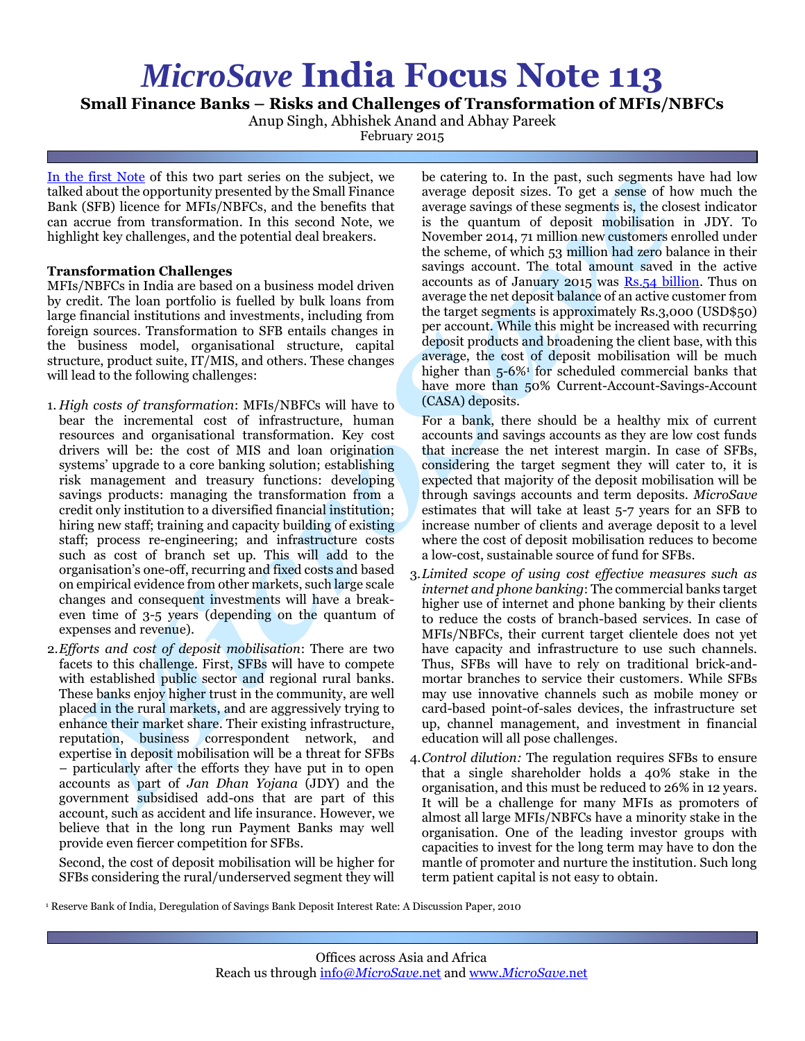# *MicroSave* India Focus Note 113

**Small Finance Banks – Risks and Challenges of Transformation of MFIs/NBFCs**

Anup Singh, Abhishek Anand and Abhay Pareek

February 2015

In the first Note of this two part series on the subject, we talked about the opportunity presented by the Small Finance Bank (SFB) licence for MFIs/NBFCs, and the benefits that can accrue from transformation. In this second Note, we highlight key challenges, and the potential deal breakers.

**Transformation Challenges**

MFIs/NBFCs in India are based on a business model driven by credit. The loan portfolio is fuelled by bulk loans from large financial institutions and investments, including from foreign sources. Transformation to SFB entails changes in the business model, organisational structure, capital structure, product suite, IT/MIS, and others. These changes will lead to the following challenges:

1. *High costs of transformation*: MFIs/NBFCs will have to bear the incremental cost of infrastructure, human resources and organisational transformation. Key cost drivers will be: the cost of MIS and loan origination systems' upgrade to a core banking solution; establishing risk management and treasury functions: developing savings products: managing the transformation from a credit only institution to a diversified financial institution; hiring new staff; training and capacity building of existing staff; process re-engineering; and infrastructure costs such as cost of branch set up. This will add to the organisation's one-off, recurring and fixed costs and based on empirical evidence from other markets, such large scale changes and consequent investments will have a break-even time of 3-5 years (depending on the quantum of expenses and revenue).

2. *Efforts and cost of deposit mobilisation*: There are two facets to this challenge. First, SFBs will have to compete with established public sector and regional rural banks. These banks enjoy higher trust in the community, are well placed in the rural markets, and are aggressively trying to enhance their market share. Their existing infrastructure, reputation, business correspondent network, and expertise in deposit mobilisation will be a threat for SFBs – particularly after the efforts they have put in to open accounts as part of *Jan Dhan Yojana* (JDY) and the government subsidised add-ons that are part of this account, such as accident and life insurance. However, we believe that in the long run Payment Banks may well provide even fiercer competition for SFBs.

   Second, the cost of deposit mobilisation will be higher for SFBs considering the rural/underserved segment they will be catering to. In the past, such segments have had low average deposit sizes. To get a sense of how much the average savings of these segments is, the closest indicator is the quantum of deposit mobilisation in JDY. To November 2014, 71 million new customers enrolled under the scheme, of which 53 million had zero balance in their savings account. The total amount saved in the active accounts as of January 2015 was Rs.54 billion. Thus on average the net deposit balance of an active customer from the target segments is approximately Rs.3,000 (USD$50) per account. While this might be increased with recurring deposit products and broadening the client base, with this average, the cost of deposit mobilisation will be much higher than 5-6%[1] for scheduled commercial banks that have more than 50% Current-Account-Savings-Account (CASA) deposits.

   For a bank, there should be a healthy mix of current accounts and savings accounts as they are low cost funds that increase the net interest margin. In case of SFBs, considering the target segment they will cater to, it is expected that majority of the deposit mobilisation will be through savings accounts and term deposits. *MicroSave* estimates that will take at least 5-7 years for an SFB to increase number of clients and average deposit to a level where the cost of deposit mobilisation reduces to become a low-cost, sustainable source of fund for SFBs.

3. *Limited scope of using cost effective measures such as internet and phone banking*: The commercial banks target higher use of internet and phone banking by their clients to reduce the costs of branch-based services. In case of MFIs/NBFCs, their current target clientele does not yet have capacity and infrastructure to use such channels. Thus, SFBs will have to rely on traditional brick-and-mortar branches to service their customers. While SFBs may use innovative channels such as mobile money or card-based point-of-sales devices, the infrastructure set up, channel management, and investment in financial education will all pose challenges.

4. *Control dilution:* The regulation requires SFBs to ensure that a single shareholder holds a 40% stake in the organisation, and this must be reduced to 26% in 12 years. It will be a challenge for many MFIs as promoters of almost all large MFIs/NBFCs have a minority stake in the organisation. One of the leading investor groups with capacities to invest for the long term may have to don the mantle of promoter and nurture the institution. Such long term patient capital is not easy to obtain.

[1] Reserve Bank of India, Deregulation of Savings Bank Deposit Interest Rate: A Discussion Paper, 2010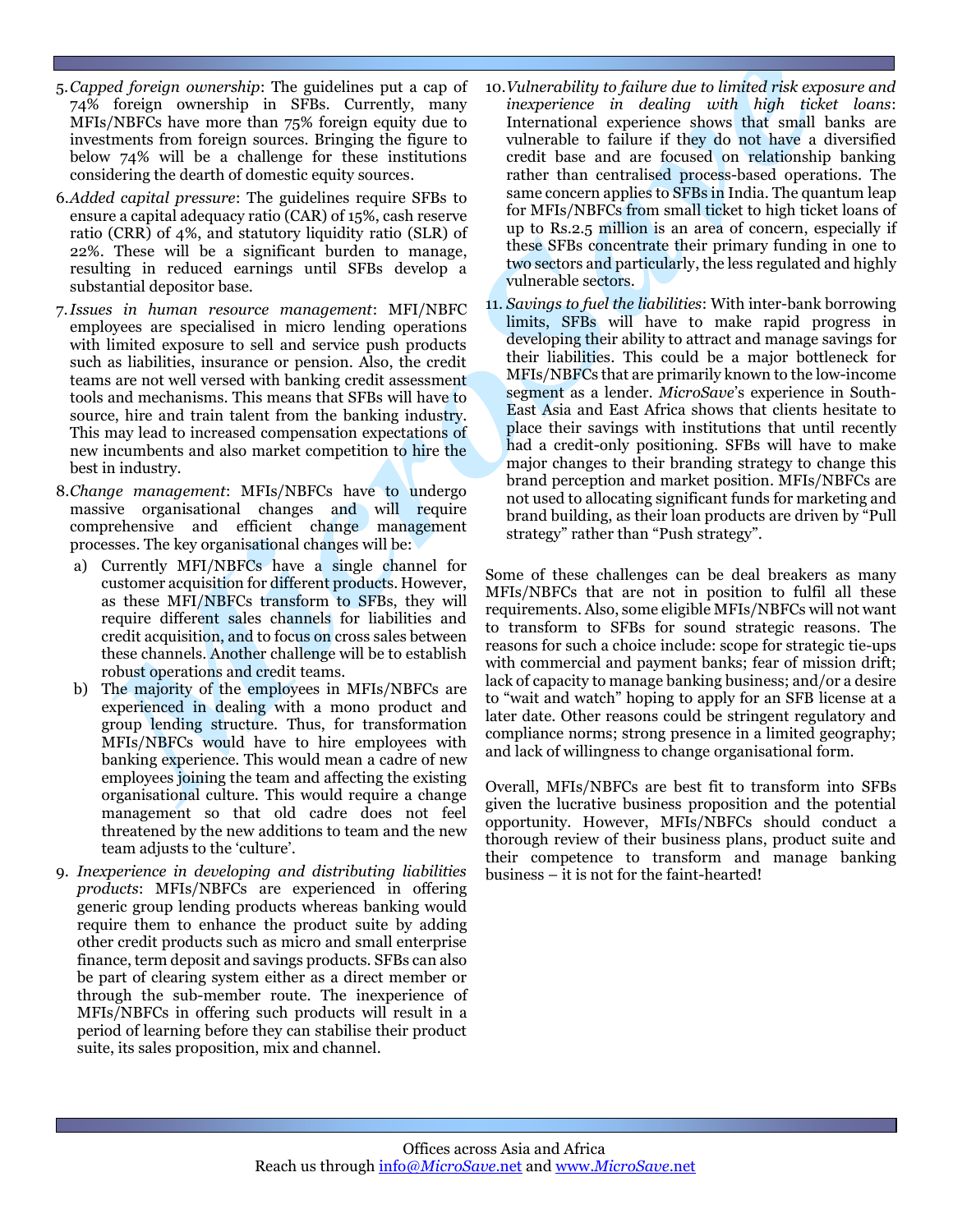5. *Capped foreign ownership*: The guidelines put a cap of 74% foreign ownership in SFBs. Currently, many MFIs/NBFCs have more than 75% foreign equity due to investments from foreign sources. Bringing the figure to below 74% will be a challenge for these institutions considering the dearth of domestic equity sources.

6. *Added capital pressure*: The guidelines require SFBs to ensure a capital adequacy ratio (CAR) of 15%, cash reserve ratio (CRR) of 4%, and statutory liquidity ratio (SLR) of 22%. These will be a significant burden to manage, resulting in reduced earnings until SFBs develop a substantial depositor base.

7. *Issues in human resource management*: MFI/NBFC employees are specialised in micro lending operations with limited exposure to sell and service push products such as liabilities, insurance or pension. Also, the credit teams are not well versed with banking credit assessment tools and mechanisms. This means that SFBs will have to source, hire and train talent from the banking industry. This may lead to increased compensation expectations of new incumbents and also market competition to hire the best in industry.

8. *Change management*: MFIs/NBFCs have to undergo massive organisational changes and will require comprehensive and efficient change management processes. The key organisational changes will be:
   a) Currently MFI/NBFCs have a single channel for customer acquisition for different products. However, as these MFI/NBFCs transform to SFBs, they will require different sales channels for liabilities and credit acquisition, and to focus on cross sales between these channels. Another challenge will be to establish robust operations and credit teams.
   b) The majority of the employees in MFIs/NBFCs are experienced in dealing with a mono product and group lending structure. Thus, for transformation MFIs/NBFCs would have to hire employees with banking experience. This would mean a cadre of new employees joining the team and affecting the existing organisational culture. This would require a change management so that old cadre does not feel threatened by the new additions to team and the new team adjusts to the 'culture'.

9. *Inexperience in developing and distributing liabilities products*: MFIs/NBFCs are experienced in offering generic group lending products whereas banking would require them to enhance the product suite by adding other credit products such as micro and small enterprise finance, term deposit and savings products. SFBs can also be part of clearing system either as a direct member or through the sub-member route. The inexperience of MFIs/NBFCs in offering such products will result in a period of learning before they can stabilise their product suite, its sales proposition, mix and channel.

10. *Vulnerability to failure due to limited risk exposure and inexperience in dealing with high ticket loans*: International experience shows that small banks are vulnerable to failure if they do not have a diversified credit base and are focused on relationship banking rather than centralised process-based operations. The same concern applies to SFBs in India. The quantum leap for MFIs/NBFCs from small ticket to high ticket loans of up to Rs.2.5 million is an area of concern, especially if these SFBs concentrate their primary funding in one to two sectors and particularly, the less regulated and highly vulnerable sectors.

11. *Savings to fuel the liabilities*: With inter-bank borrowing limits, SFBs will have to make rapid progress in developing their ability to attract and manage savings for their liabilities. This could be a major bottleneck for MFIs/NBFCs that are primarily known to the low-income segment as a lender. *MicroSave*'s experience in South-East Asia and East Africa shows that clients hesitate to place their savings with institutions that until recently had a credit-only positioning. SFBs will have to make major changes to their branding strategy to change this brand perception and market position. MFIs/NBFCs are not used to allocating significant funds for marketing and brand building, as their loan products are driven by "Pull strategy" rather than "Push strategy".

Some of these challenges can be deal breakers as many MFIs/NBFCs that are not in position to fulfil all these requirements. Also, some eligible MFIs/NBFCs will not want to transform to SFBs for sound strategic reasons. The reasons for such a choice include: scope for strategic tie-ups with commercial and payment banks; fear of mission drift; lack of capacity to manage banking business; and/or a desire to "wait and watch" hoping to apply for an SFB license at a later date. Other reasons could be stringent regulatory and compliance norms; strong presence in a limited geography; and lack of willingness to change organisational form.

Overall, MFIs/NBFCs are best fit to transform into SFBs given the lucrative business proposition and the potential opportunity. However, MFIs/NBFCs should conduct a thorough review of their business plans, product suite and their competence to transform and manage banking business – it is not for the faint-hearted!